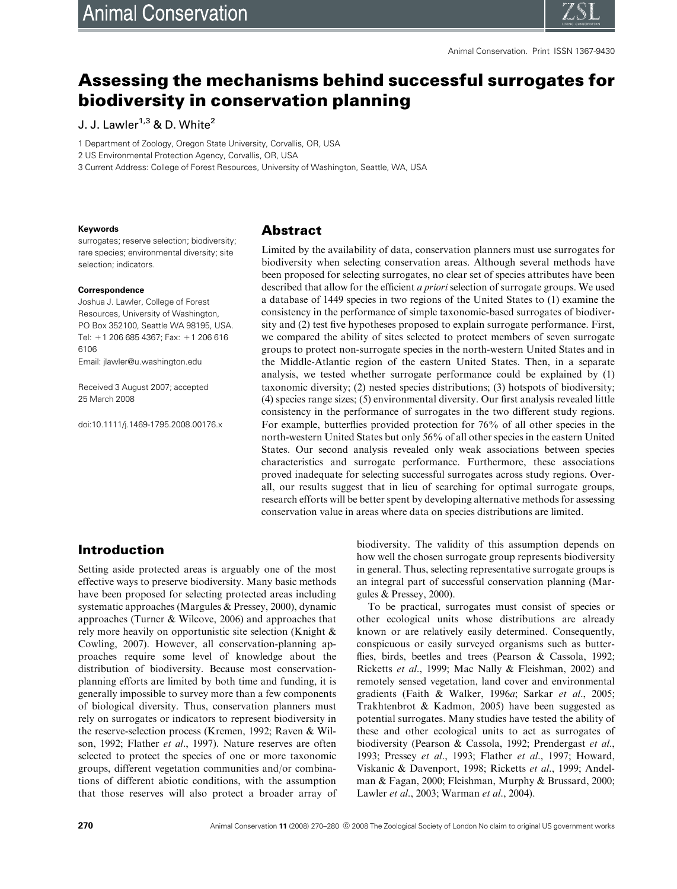# Assessing the mechanisms behind successful surrogates for biodiversity in conservation planning

J. J. Lawler[1,3] & D. White[2]

1 Department of Zoology, Oregon State University, Corvallis, OR, USA
2 US Environmental Protection Agency, Corvallis, OR, USA
3 Current Address: College of Forest Resources, University of Washington, Seattle, WA, USA

**Keywords**

surrogates; reserve selection; biodiversity; rare species; environmental diversity; site selection; indicators.

**Correspondence**

Joshua J. Lawler, College of Forest Resources, University of Washington, PO Box 352100, Seattle WA 98195, USA. Tel: +1 206 685 4367; Fax: +1 206 616 6106
Email: jlawler@u.washington.edu

Received 3 August 2007; accepted 25 March 2008

doi:10.1111/j.1469-1795.2008.00176.x

## Abstract

Limited by the availability of data, conservation planners must use surrogates for biodiversity when selecting conservation areas. Although several methods have been proposed for selecting surrogates, no clear set of species attributes have been described that allow for the efficient *a priori* selection of surrogate groups. We used a database of 1449 species in two regions of the United States to (1) examine the consistency in the performance of simple taxonomic-based surrogates of biodiversity and (2) test five hypotheses proposed to explain surrogate performance. First, we compared the ability of sites selected to protect members of seven surrogate groups to protect non-surrogate species in the north-western United States and in the Middle-Atlantic region of the eastern United States. Then, in a separate analysis, we tested whether surrogate performance could be explained by (1) taxonomic diversity; (2) nested species distributions; (3) hotspots of biodiversity; (4) species range sizes; (5) environmental diversity. Our first analysis revealed little consistency in the performance of surrogates in the two different study regions. For example, butterflies provided protection for 76% of all other species in the north-western United States but only 56% of all other species in the eastern United States. Our second analysis revealed only weak associations between species characteristics and surrogate performance. Furthermore, these associations proved inadequate for selecting successful surrogates across study regions. Overall, our results suggest that in lieu of searching for optimal surrogate groups, research efforts will be better spent by developing alternative methods for assessing conservation value in areas where data on species distributions are limited.

## Introduction

Setting aside protected areas is arguably one of the most effective ways to preserve biodiversity. Many basic methods have been proposed for selecting protected areas including systematic approaches (Margules & Pressey, 2000), dynamic approaches (Turner & Wilcove, 2006) and approaches that rely more heavily on opportunistic site selection (Knight & Cowling, 2007). However, all conservation-planning approaches require some level of knowledge about the distribution of biodiversity. Because most conservation-planning efforts are limited by both time and funding, it is generally impossible to survey more than a few components of biological diversity. Thus, conservation planners must rely on surrogates or indicators to represent biodiversity in the reserve-selection process (Kremen, 1992; Raven & Wilson, 1992; Flather *et al*., 1997). Nature reserves are often selected to protect the species of one or more taxonomic groups, different vegetation communities and/or combinations of different abiotic conditions, with the assumption that those reserves will also protect a broader array of biodiversity. The validity of this assumption depends on how well the chosen surrogate group represents biodiversity in general. Thus, selecting representative surrogate groups is an integral part of successful conservation planning (Margules & Pressey, 2000).

To be practical, surrogates must consist of species or other ecological units whose distributions are already known or are relatively easily determined. Consequently, conspicuous or easily surveyed organisms such as butterflies, birds, beetles and trees (Pearson & Cassola, 1992; Ricketts *et al*., 1999; Mac Nally & Fleishman, 2002) and remotely sensed vegetation, land cover and environmental gradients (Faith & Walker, 1996*a*; Sarkar *et al*., 2005; Trakhtenbrot & Kadmon, 2005) have been suggested as potential surrogates. Many studies have tested the ability of these and other ecological units to act as surrogates of biodiversity (Pearson & Cassola, 1992; Prendergast *et al*., 1993; Pressey *et al*., 1993; Flather *et al*., 1997; Howard, Viskanic & Davenport, 1998; Ricketts *et al*., 1999; Andelman & Fagan, 2000; Fleishman, Murphy & Brussard, 2000; Lawler *et al*., 2003; Warman *et al*., 2004).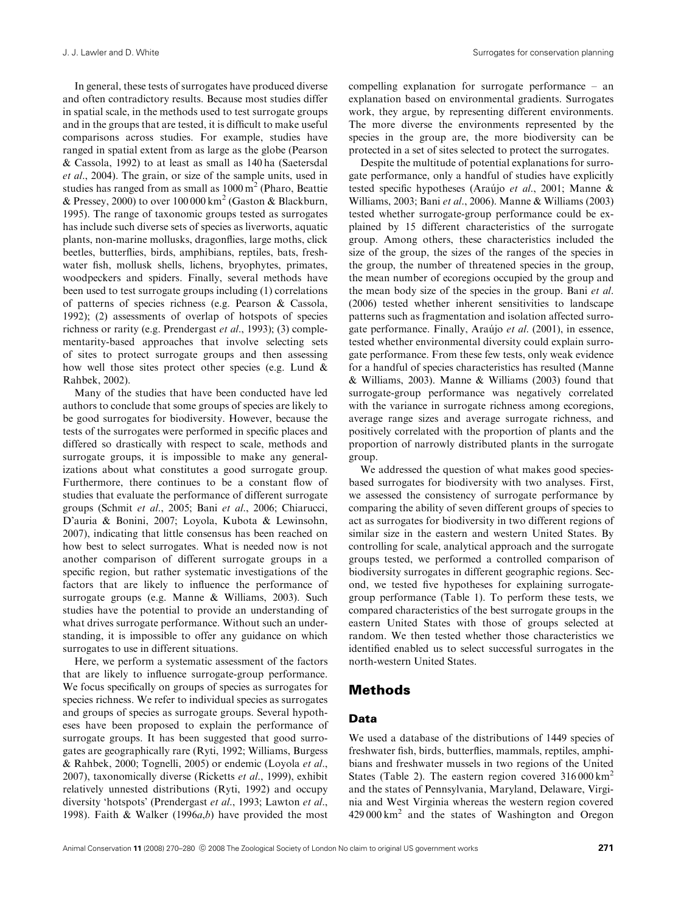In general, these tests of surrogates have produced diverse and often contradictory results. Because most studies differ in spatial scale, in the methods used to test surrogate groups and in the groups that are tested, it is difficult to make useful comparisons across studies. For example, studies have ranged in spatial extent from as large as the globe (Pearson & Cassola, 1992) to at least as small as 140 ha (Saetersdal *et al.*, 2004). The grain, or size of the sample units, used in studies has ranged from as small as $1000\,m^2$ (Pharo, Beattie & Pressey, 2000) to over $100\,000\,km^2$ (Gaston & Blackburn, 1995). The range of taxonomic groups tested as surrogates has include such diverse sets of species as liverworts, aquatic plants, non-marine mollusks, dragonflies, large moths, click beetles, butterflies, birds, amphibians, reptiles, bats, freshwater fish, mollusk shells, lichens, bryophytes, primates, woodpeckers and spiders. Finally, several methods have been used to test surrogate groups including (1) correlations of patterns of species richness (e.g. Pearson & Cassola, 1992); (2) assessments of overlap of hotspots of species richness or rarity (e.g. Prendergast *et al.*, 1993); (3) complementarity-based approaches that involve selecting sets of sites to protect surrogate groups and then assessing how well those sites protect other species (e.g. Lund & Rahbek, 2002).

Many of the studies that have been conducted have led authors to conclude that some groups of species are likely to be good surrogates for biodiversity. However, because the tests of the surrogates were performed in specific places and differed so drastically with respect to scale, methods and surrogate groups, it is impossible to make any generalizations about what constitutes a good surrogate group. Furthermore, there continues to be a constant flow of studies that evaluate the performance of different surrogate groups (Schmit *et al.*, 2005; Bani *et al.*, 2006; Chiarucci, D'auria & Bonini, 2007; Loyola, Kubota & Lewinsohn, 2007), indicating that little consensus has been reached on how best to select surrogates. What is needed now is not another comparison of different surrogate groups in a specific region, but rather systematic investigations of the factors that are likely to influence the performance of surrogate groups (e.g. Manne & Williams, 2003). Such studies have the potential to provide an understanding of what drives surrogate performance. Without such an understanding, it is impossible to offer any guidance on which surrogates to use in different situations.

Here, we perform a systematic assessment of the factors that are likely to influence surrogate-group performance. We focus specifically on groups of species as surrogates for species richness. We refer to individual species as surrogates and groups of species as surrogate groups. Several hypotheses have been proposed to explain the performance of surrogate groups. It has been suggested that good surrogates are geographically rare (Ryti, 1992; Williams, Burgess & Rahbek, 2000; Tognelli, 2005) or endemic (Loyola *et al.*, 2007), taxonomically diverse (Ricketts *et al.*, 1999), exhibit relatively unnested distributions (Ryti, 1992) and occupy diversity 'hotspots' (Prendergast *et al.*, 1993; Lawton *et al.*, 1998). Faith & Walker (1996*a*,*b*) have provided the most compelling explanation for surrogate performance – an explanation based on environmental gradients. Surrogates work, they argue, by representing different environments. The more diverse the environments represented by the species in the group are, the more biodiversity can be protected in a set of sites selected to protect the surrogates.

Despite the multitude of potential explanations for surrogate performance, only a handful of studies have explicitly tested specific hypotheses (Araújo *et al.*, 2001; Manne & Williams, 2003; Bani *et al.*, 2006). Manne & Williams (2003) tested whether surrogate-group performance could be explained by 15 different characteristics of the surrogate group. Among others, these characteristics included the size of the group, the sizes of the ranges of the species in the group, the number of threatened species in the group, the mean number of ecoregions occupied by the group and the mean body size of the species in the group. Bani *et al.* (2006) tested whether inherent sensitivities to landscape patterns such as fragmentation and isolation affected surrogate performance. Finally, Araújo *et al.* (2001), in essence, tested whether environmental diversity could explain surrogate performance. From these few tests, only weak evidence for a handful of species characteristics has resulted (Manne & Williams, 2003). Manne & Williams (2003) found that surrogate-group performance was negatively correlated with the variance in surrogate richness among ecoregions, average range sizes and average surrogate richness, and positively correlated with the proportion of plants and the proportion of narrowly distributed plants in the surrogate group.

We addressed the question of what makes good species-based surrogates for biodiversity with two analyses. First, we assessed the consistency of surrogate performance by comparing the ability of seven different groups of species to act as surrogates for biodiversity in two different regions of similar size in the eastern and western United States. By controlling for scale, analytical approach and the surrogate groups tested, we performed a controlled comparison of biodiversity surrogates in different geographic regions. Second, we tested five hypotheses for explaining surrogate-group performance (Table 1). To perform these tests, we compared characteristics of the best surrogate groups in the eastern United States with those of groups selected at random. We then tested whether those characteristics we identified enabled us to select successful surrogates in the north-western United States.

## Methods

### Data

We used a database of the distributions of 1449 species of freshwater fish, birds, butterflies, mammals, reptiles, amphibians and freshwater mussels in two regions of the United States (Table 2). The eastern region covered $316\,000\,km^2$ and the states of Pennsylvania, Maryland, Delaware, Virginia and West Virginia whereas the western region covered $429\,000\,km^2$ and the states of Washington and Oregon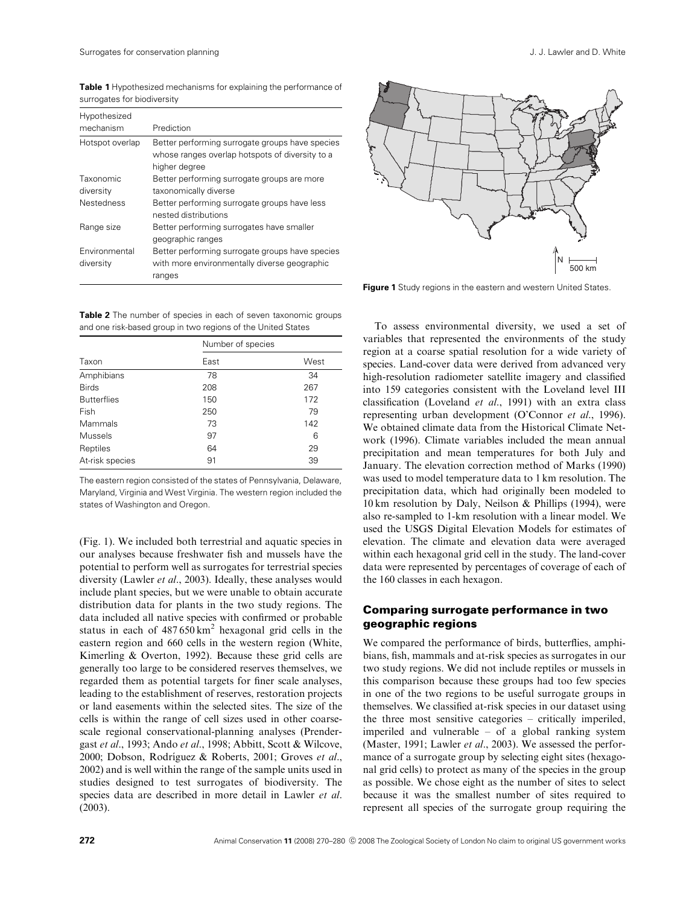**Table 1** Hypothesized mechanisms for explaining the performance of surrogates for biodiversity

| Hypothesized mechanism | Prediction |
| --- | --- |
| Hotspot overlap | Better performing surrogate groups have species whose ranges overlap hotspots of diversity to a higher degree |
| Taxonomic diversity | Better performing surrogate groups are more taxonomically diverse |
| Nestedness | Better performing surrogate groups have less nested distributions |
| Range size | Better performing surrogates have smaller geographic ranges |
| Environmental diversity | Better performing surrogate groups have species with more environmentally diverse geographic ranges |

**Table 2** The number of species in each of seven taxonomic groups and one risk-based group in two regions of the United States

| Taxon | Number of species | |
| --- | --- | --- |
| | East | West |
| Amphibians | 78 | 34 |
| Birds | 208 | 267 |
| Butterflies | 150 | 172 |
| Fish | 250 | 79 |
| Mammals | 73 | 142 |
| Mussels | 97 | 6 |
| Reptiles | 64 | 29 |
| At-risk species | 91 | 39 |

The eastern region consisted of the states of Pennsylvania, Delaware, Maryland, Virginia and West Virginia. The western region included the states of Washington and Oregon.

(Fig. 1). We included both terrestrial and aquatic species in our analyses because freshwater fish and mussels have the potential to perform well as surrogates for terrestrial species diversity (Lawler *et al*., 2003). Ideally, these analyses would include plant species, but we were unable to obtain accurate distribution data for plants in the two study regions. The data included all native species with confirmed or probable status in each of 487 650 km$^2$ hexagonal grid cells in the eastern region and 660 cells in the western region (White, Kimerling & Overton, 1992). Because these grid cells are generally too large to be considered reserves themselves, we regarded them as potential targets for finer scale analyses, leading to the establishment of reserves, restoration projects or land easements within the selected sites. The size of the cells is within the range of cell sizes used in other coarse-scale regional conservational-planning analyses (Prendergast *et al*., 1993; Ando *et al*., 1998; Abbitt, Scott & Wilcove, 2000; Dobson, Rodríguez & Roberts, 2001; Groves *et al*., 2002) and is well within the range of the sample units used in studies designed to test surrogates of biodiversity. The species data are described in more detail in Lawler *et al*. (2003).

Figure 1 Study regions in the eastern and western United States.

To assess environmental diversity, we used a set of variables that represented the environments of the study region at a coarse spatial resolution for a wide variety of species. Land-cover data were derived from advanced very high-resolution radiometer satellite imagery and classified into 159 categories consistent with the Loveland level III classification (Loveland *et al*., 1991) with an extra class representing urban development (O'Connor *et al*., 1996). We obtained climate data from the Historical Climate Network (1996). Climate variables included the mean annual precipitation and mean temperatures for both July and January. The elevation correction method of Marks (1990) was used to model temperature data to 1 km resolution. The precipitation data, which had originally been modeled to 10 km resolution by Daly, Neilson & Phillips (1994), were also re-sampled to 1-km resolution with a linear model. We used the USGS Digital Elevation Models for estimates of elevation. The climate and elevation data were averaged within each hexagonal grid cell in the study. The land-cover data were represented by percentages of coverage of each of the 160 classes in each hexagon.

## Comparing surrogate performance in two geographic regions

We compared the performance of birds, butterflies, amphibians, fish, mammals and at-risk species as surrogates in our two study regions. We did not include reptiles or mussels in this comparison because these groups had too few species in one of the two regions to be useful surrogate groups in themselves. We classified at-risk species in our dataset using the three most sensitive categories – critically imperiled, imperiled and vulnerable – of a global ranking system (Master, 1991; Lawler *et al*., 2003). We assessed the performance of a surrogate group by selecting eight sites (hexagonal grid cells) to protect as many of the species in the group as possible. We chose eight as the number of sites to select because it was the smallest number of sites required to represent all species of the surrogate group requiring the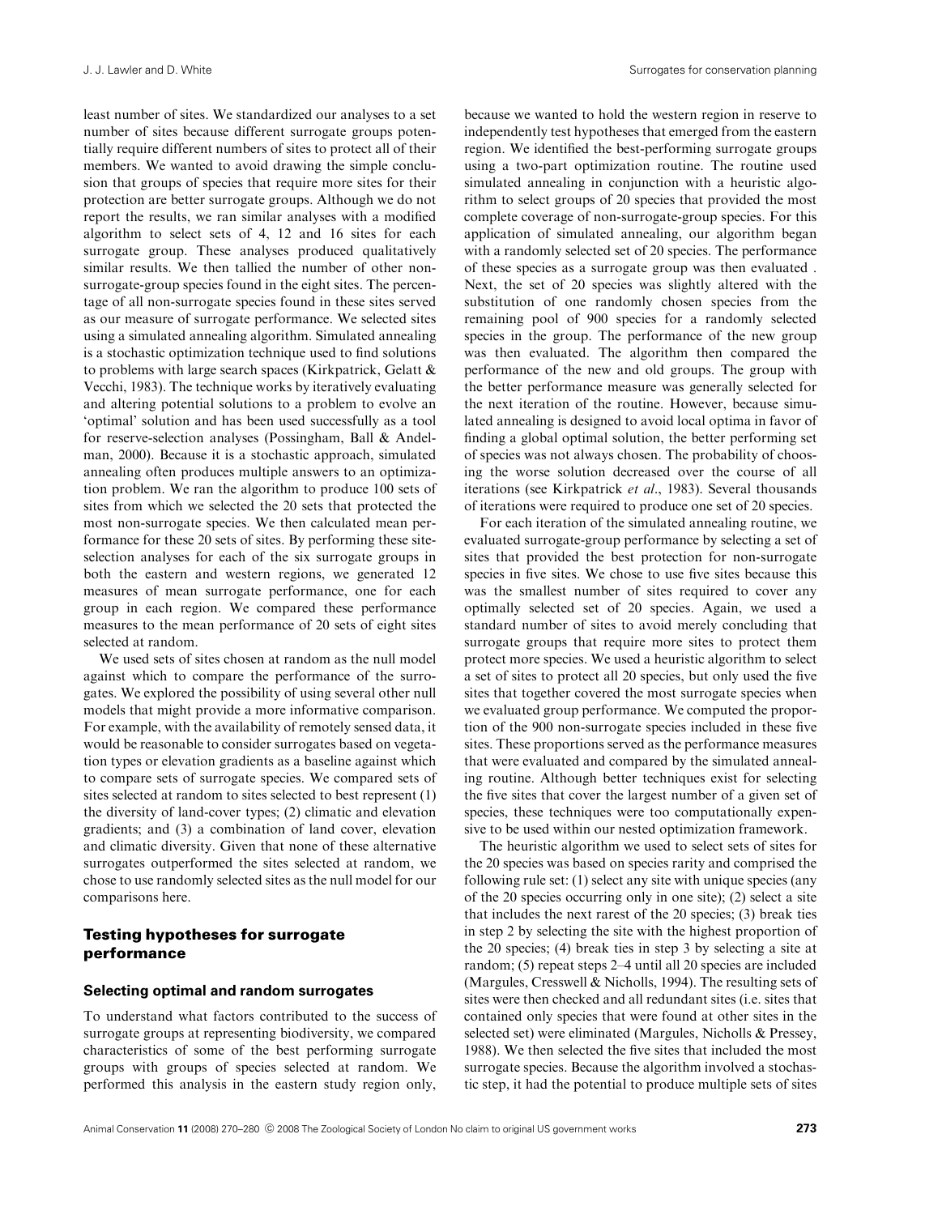least number of sites. We standardized our analyses to a set number of sites because different surrogate groups potentially require different numbers of sites to protect all of their members. We wanted to avoid drawing the simple conclusion that groups of species that require more sites for their protection are better surrogate groups. Although we do not report the results, we ran similar analyses with a modified algorithm to select sets of 4, 12 and 16 sites for each surrogate group. These analyses produced qualitatively similar results. We then tallied the number of other non-surrogate-group species found in the eight sites. The percentage of all non-surrogate species found in these sites served as our measure of surrogate performance. We selected sites using a simulated annealing algorithm. Simulated annealing is a stochastic optimization technique used to find solutions to problems with large search spaces (Kirkpatrick, Gelatt & Vecchi, 1983). The technique works by iteratively evaluating and altering potential solutions to a problem to evolve an 'optimal' solution and has been used successfully as a tool for reserve-selection analyses (Possingham, Ball & Andelman, 2000). Because it is a stochastic approach, simulated annealing often produces multiple answers to an optimization problem. We ran the algorithm to produce 100 sets of sites from which we selected the 20 sets that protected the most non-surrogate species. We then calculated mean performance for these 20 sets of sites. By performing these site-selection analyses for each of the six surrogate groups in both the eastern and western regions, we generated 12 measures of mean surrogate performance, one for each group in each region. We compared these performance measures to the mean performance of 20 sets of eight sites selected at random.

We used sets of sites chosen at random as the null model against which to compare the performance of the surrogates. We explored the possibility of using several other null models that might provide a more informative comparison. For example, with the availability of remotely sensed data, it would be reasonable to consider surrogates based on vegetation types or elevation gradients as a baseline against which to compare sets of surrogate species. We compared sets of sites selected at random to sites selected to best represent (1) the diversity of land-cover types; (2) climatic and elevation gradients; and (3) a combination of land cover, elevation and climatic diversity. Given that none of these alternative surrogates outperformed the sites selected at random, we chose to use randomly selected sites as the null model for our comparisons here.

## Testing hypotheses for surrogate performance

### Selecting optimal and random surrogates

To understand what factors contributed to the success of surrogate groups at representing biodiversity, we compared characteristics of some of the best performing surrogate groups with groups of species selected at random. We performed this analysis in the eastern study region only, because we wanted to hold the western region in reserve to independently test hypotheses that emerged from the eastern region. We identified the best-performing surrogate groups using a two-part optimization routine. The routine used simulated annealing in conjunction with a heuristic algorithm to select groups of 20 species that provided the most complete coverage of non-surrogate-group species. For this application of simulated annealing, our algorithm began with a randomly selected set of 20 species. The performance of these species as a surrogate group was then evaluated . Next, the set of 20 species was slightly altered with the substitution of one randomly chosen species from the remaining pool of 900 species for a randomly selected species in the group. The performance of the new group was then evaluated. The algorithm then compared the performance of the new and old groups. The group with the better performance measure was generally selected for the next iteration of the routine. However, because simulated annealing is designed to avoid local optima in favor of finding a global optimal solution, the better performing set of species was not always chosen. The probability of choosing the worse solution decreased over the course of all iterations (see Kirkpatrick *et al*., 1983). Several thousands of iterations were required to produce one set of 20 species.

For each iteration of the simulated annealing routine, we evaluated surrogate-group performance by selecting a set of sites that provided the best protection for non-surrogate species in five sites. We chose to use five sites because this was the smallest number of sites required to cover any optimally selected set of 20 species. Again, we used a standard number of sites to avoid merely concluding that surrogate groups that require more sites to protect them protect more species. We used a heuristic algorithm to select a set of sites to protect all 20 species, but only used the five sites that together covered the most surrogate species when we evaluated group performance. We computed the proportion of the 900 non-surrogate species included in these five sites. These proportions served as the performance measures that were evaluated and compared by the simulated annealing routine. Although better techniques exist for selecting the five sites that cover the largest number of a given set of species, these techniques were too computationally expensive to be used within our nested optimization framework.

The heuristic algorithm we used to select sets of sites for the 20 species was based on species rarity and comprised the following rule set: (1) select any site with unique species (any of the 20 species occurring only in one site); (2) select a site that includes the next rarest of the 20 species; (3) break ties in step 2 by selecting the site with the highest proportion of the 20 species; (4) break ties in step 3 by selecting a site at random; (5) repeat steps 2–4 until all 20 species are included (Margules, Cresswell & Nicholls, 1994). The resulting sets of sites were then checked and all redundant sites (i.e. sites that contained only species that were found at other sites in the selected set) were eliminated (Margules, Nicholls & Pressey, 1988). We then selected the five sites that included the most surrogate species. Because the algorithm involved a stochastic step, it had the potential to produce multiple sets of sites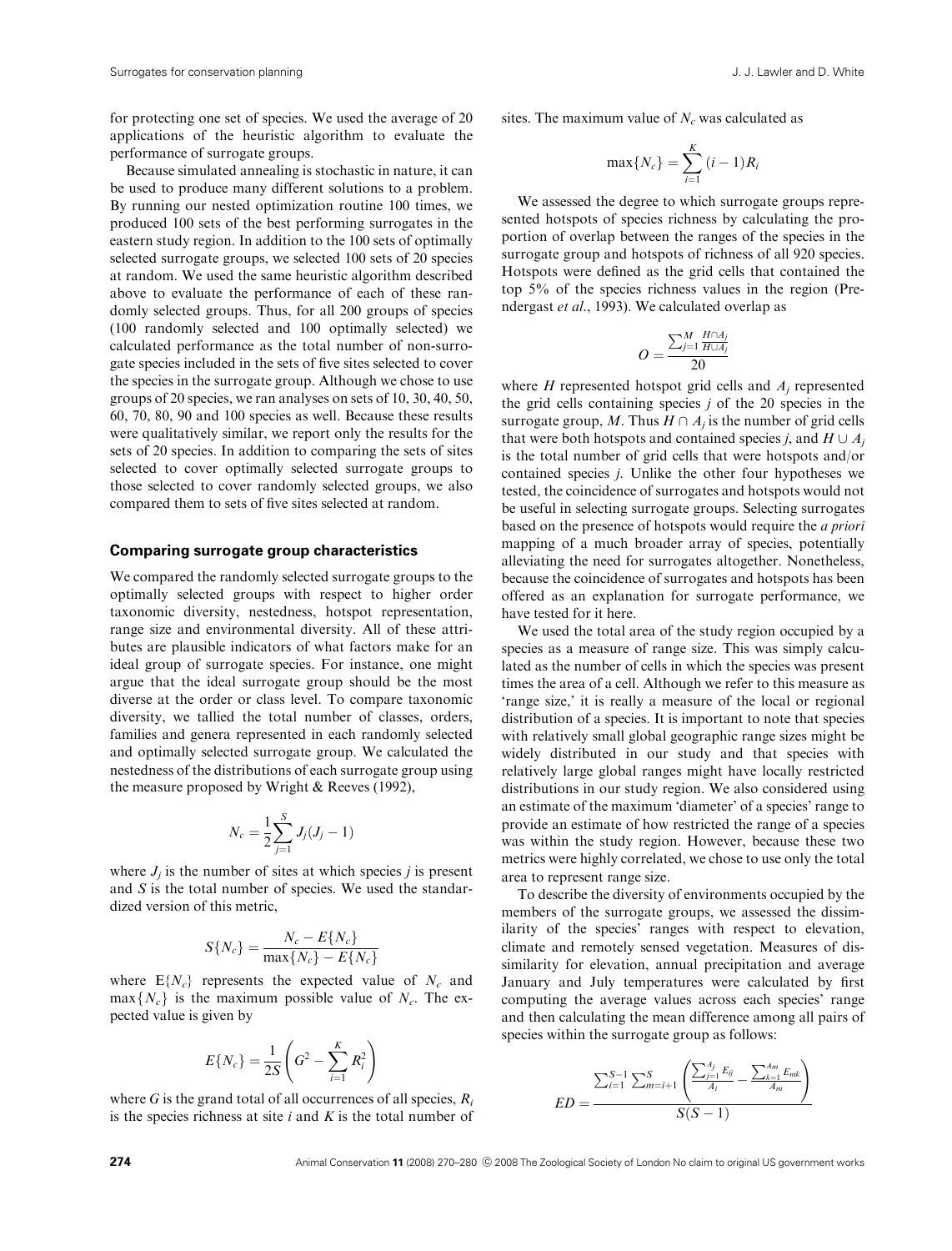for protecting one set of species. We used the average of 20 applications of the heuristic algorithm to evaluate the performance of surrogate groups.

Because simulated annealing is stochastic in nature, it can be used to produce many different solutions to a problem. By running our nested optimization routine 100 times, we produced 100 sets of the best performing surrogates in the eastern study region. In addition to the 100 sets of optimally selected surrogate groups, we selected 100 sets of 20 species at random. We used the same heuristic algorithm described above to evaluate the performance of each of these randomly selected groups. Thus, for all 200 groups of species (100 randomly selected and 100 optimally selected) we calculated performance as the total number of non-surrogate species included in the sets of five sites selected to cover the species in the surrogate group. Although we chose to use groups of 20 species, we ran analyses on sets of 10, 30, 40, 50, 60, 70, 80, 90 and 100 species as well. Because these results were qualitatively similar, we report only the results for the sets of 20 species. In addition to comparing the sets of sites selected to cover optimally selected surrogate groups to those selected to cover randomly selected groups, we also compared them to sets of five sites selected at random.

### Comparing surrogate group characteristics

We compared the randomly selected surrogate groups to the optimally selected groups with respect to higher order taxonomic diversity, nestedness, hotspot representation, range size and environmental diversity. All of these attributes are plausible indicators of what factors make for an ideal group of surrogate species. For instance, one might argue that the ideal surrogate group should be the most diverse at the order or class level. To compare taxonomic diversity, we tallied the total number of classes, orders, families and genera represented in each randomly selected and optimally selected surrogate group. We calculated the nestedness of the distributions of each surrogate group using the measure proposed by Wright & Reeves (1992),

$$N_c = \frac{1}{2}\sum_{j=1}^{S} J_j(J_j - 1)$$

where $J_j$ is the number of sites at which species $j$ is present and $S$ is the total number of species. We used the standardized version of this metric,

$$S\{N_c\} = \frac{N_c - E\{N_c\}}{\max\{N_c\} - E\{N_c\}}$$

where $E\{N_c\}$ represents the expected value of $N_c$ and $\max\{N_c\}$ is the maximum possible value of $N_c$. The expected value is given by

$$E\{N_c\} = \frac{1}{2S}\left(G^2 - \sum_{i=1}^{K} R_i^2\right)$$

where $G$ is the grand total of all occurrences of all species, $R_i$ is the species richness at site $i$ and $K$ is the total number of sites. The maximum value of $N_c$ was calculated as

$$\max\{N_c\} = \sum_{i=1}^{K} (i-1)R_i$$

We assessed the degree to which surrogate groups represented hotspots of species richness by calculating the proportion of overlap between the ranges of the species in the surrogate group and hotspots of richness of all 920 species. Hotspots were defined as the grid cells that contained the top 5% of the species richness values in the region (Prendergast *et al.*, 1993). We calculated overlap as

$$O = \frac{\sum_{j=1}^{M} \frac{H \cap A_j}{H \cup A_j}}{20}$$

where $H$ represented hotspot grid cells and $A_j$ represented the grid cells containing species $j$ of the 20 species in the surrogate group, $M$. Thus $H \cap A_j$ is the number of grid cells that were both hotspots and contained species $j$, and $H \cup A_j$ is the total number of grid cells that were hotspots and/or contained species $j$. Unlike the other four hypotheses we tested, the coincidence of surrogates and hotspots would not be useful in selecting surrogate groups. Selecting surrogates based on the presence of hotspots would require the *a priori* mapping of a much broader array of species, potentially alleviating the need for surrogates altogether. Nonetheless, because the coincidence of surrogates and hotspots has been offered as an explanation for surrogate performance, we have tested for it here.

We used the total area of the study region occupied by a species as a measure of range size. This was simply calculated as the number of cells in which the species was present times the area of a cell. Although we refer to this measure as 'range size,' it is really a measure of the local or regional distribution of a species. It is important to note that species with relatively small global geographic range sizes might be widely distributed in our study and that species with relatively large global ranges might have locally restricted distributions in our study region. We also considered using an estimate of the maximum 'diameter' of a species' range to provide an estimate of how restricted the range of a species was within the study region. However, because these two metrics were highly correlated, we chose to use only the total area to represent range size.

To describe the diversity of environments occupied by the members of the surrogate groups, we assessed the dissimilarity of the species' ranges with respect to elevation, climate and remotely sensed vegetation. Measures of dissimilarity for elevation, annual precipitation and average January and July temperatures were calculated by first computing the average values across each species' range and then calculating the mean difference among all pairs of species within the surrogate group as follows:

$$ED = \frac{\sum_{i=1}^{S-1}\sum_{m=i+1}^{S}\left(\frac{\sum_{j=1}^{A_i} E_{ij}}{A_i} - \frac{\sum_{k=1}^{A_m} E_{mk}}{A_m}\right)}{S(S-1)}$$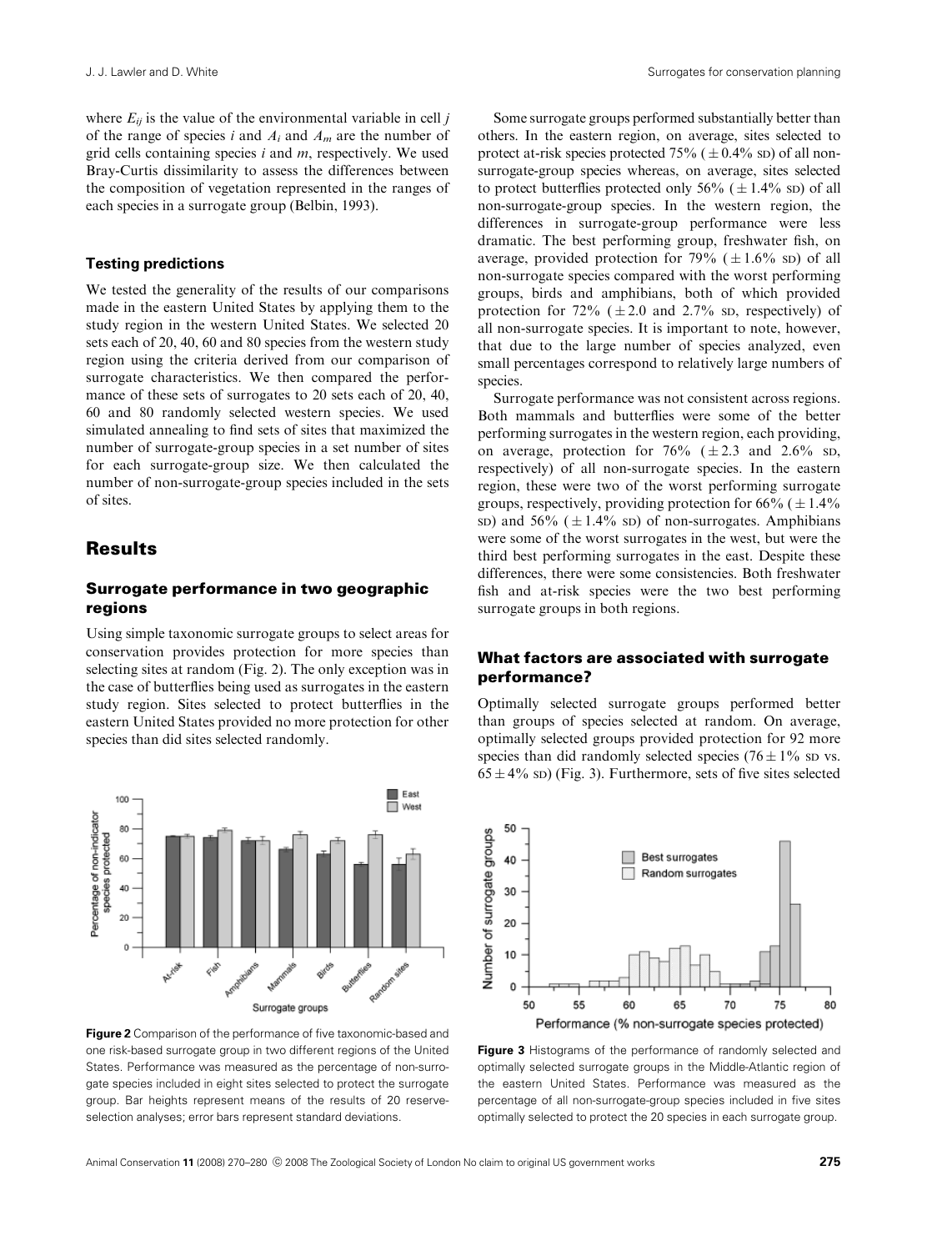where $E_{ij}$ is the value of the environmental variable in cell $j$ of the range of species $i$ and $A_i$ and $A_m$ are the number of grid cells containing species $i$ and $m$, respectively. We used Bray-Curtis dissimilarity to assess the differences between the composition of vegetation represented in the ranges of each species in a surrogate group (Belbin, 1993).

### Testing predictions

We tested the generality of the results of our comparisons made in the eastern United States by applying them to the study region in the western United States. We selected 20 sets each of 20, 40, 60 and 80 species from the western study region using the criteria derived from our comparison of surrogate characteristics. We then compared the performance of these sets of surrogates to 20 sets each of 20, 40, 60 and 80 randomly selected western species. We used simulated annealing to find sets of sites that maximized the number of surrogate-group species in a set number of sites for each surrogate-group size. We then calculated the number of non-surrogate-group species included in the sets of sites.

## Results

### Surrogate performance in two geographic regions

Using simple taxonomic surrogate groups to select areas for conservation provides protection for more species than selecting sites at random (Fig. 2). The only exception was in the case of butterflies being used as surrogates in the eastern study region. Sites selected to protect butterflies in the eastern United States provided no more protection for other species than did sites selected randomly.

**Figure 2** Comparison of the performance of five taxonomic-based and one risk-based surrogate group in two different regions of the United States. Performance was measured as the percentage of non-surrogate species included in eight sites selected to protect the surrogate group. Bar heights represent means of the results of 20 reserve-selection analyses; error bars represent standard deviations.

Some surrogate groups performed substantially better than others. In the eastern region, on average, sites selected to protect at-risk species protected 75% ($\pm$0.4% SD) of all non-surrogate-group species whereas, on average, sites selected to protect butterflies protected only 56% ($\pm$1.4% SD) of all non-surrogate-group species. In the western region, the differences in surrogate-group performance were less dramatic. The best performing group, freshwater fish, on average, provided protection for 79% ($\pm$1.6% SD) of all non-surrogate species compared with the worst performing groups, birds and amphibians, both of which provided protection for 72% ($\pm$2.0 and 2.7% SD, respectively) of all non-surrogate species. It is important to note, however, that due to the large number of species analyzed, even small percentages correspond to relatively large numbers of species.

Surrogate performance was not consistent across regions. Both mammals and butterflies were some of the better performing surrogates in the western region, each providing, on average, protection for 76% ($\pm$2.3 and 2.6% SD, respectively) of all non-surrogate species. In the eastern region, these were two of the worst performing surrogate groups, respectively, providing protection for 66% ($\pm$1.4% SD) and 56% ($\pm$1.4% SD) of non-surrogates. Amphibians were some of the worst surrogates in the west, but were the third best performing surrogates in the east. Despite these differences, there were some consistencies. Both freshwater fish and at-risk species were the two best performing surrogate groups in both regions.

### What factors are associated with surrogate performance?

Optimally selected surrogate groups performed better than groups of species selected at random. On average, optimally selected groups provided protection for 92 more species than did randomly selected species ($76\pm1$% SD vs. $65\pm4$% SD) (Fig. 3). Furthermore, sets of five sites selected

**Figure 3** Histograms of the performance of randomly selected and optimally selected surrogate groups in the Middle-Atlantic region of the eastern United States. Performance was measured as the percentage of all non-surrogate-group species included in five sites optimally selected to protect the 20 species in each surrogate group.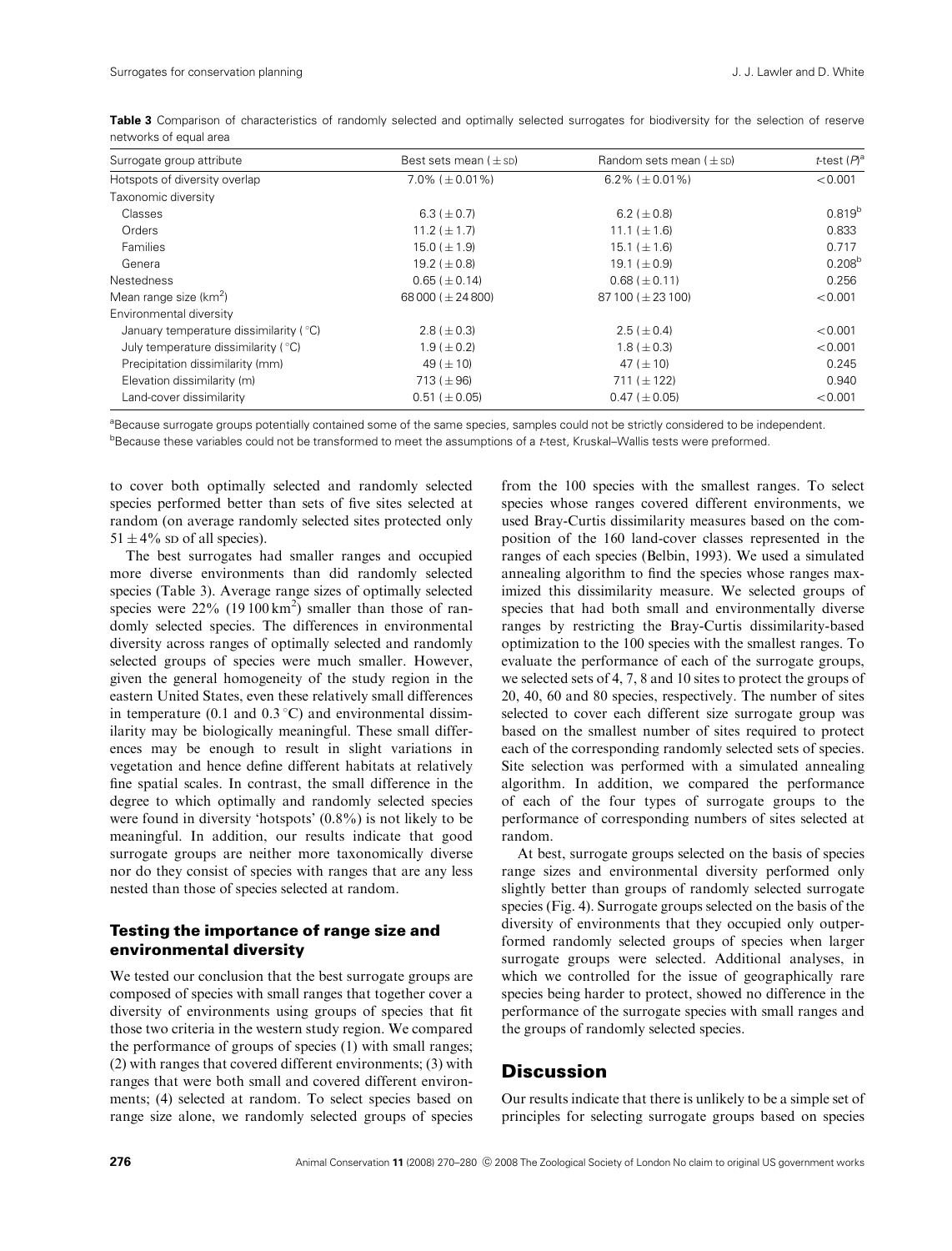**Table 3** Comparison of characteristics of randomly selected and optimally selected surrogates for biodiversity for the selection of reserve networks of equal area

| Surrogate group attribute | Best sets mean ($\pm$ SD) | Random sets mean ($\pm$ SD) | $t$-test ($P$)[a] |
|---|---|---|---|
| Hotspots of diversity overlap | 7.0% ($\pm$0.01%) | 6.2% ($\pm$0.01%) | <0.001 |
| Taxonomic diversity | | | |
| Classes | 6.3 ($\pm$0.7) | 6.2 ($\pm$0.8) | 0.819[b] |
| Orders | 11.2 ($\pm$1.7) | 11.1 ($\pm$1.6) | 0.833 |
| Families | 15.0 ($\pm$1.9) | 15.1 ($\pm$1.6) | 0.717 |
| Genera | 19.2 ($\pm$0.8) | 19.1 ($\pm$0.9) | 0.208[b] |
| Nestedness | 0.65 ($\pm$0.14) | 0.68 ($\pm$0.11) | 0.256 |
| Mean range size (km$^2$) | 68 000 ($\pm$24 800) | 87 100 ($\pm$23 100) | <0.001 |
| Environmental diversity | | | |
| January temperature dissimilarity (°C) | 2.8 ($\pm$0.3) | 2.5 ($\pm$0.4) | <0.001 |
| July temperature dissimilarity (°C) | 1.9 ($\pm$0.2) | 1.8 ($\pm$0.3) | <0.001 |
| Precipitation dissimilarity (mm) | 49 ($\pm$10) | 47 ($\pm$10) | 0.245 |
| Elevation dissimilarity (m) | 713 ($\pm$96) | 711 ($\pm$122) | 0.940 |
| Land-cover dissimilarity | 0.51 ($\pm$0.05) | 0.47 ($\pm$0.05) | <0.001 |

[a]Because surrogate groups potentially contained some of the same species, samples could not be strictly considered to be independent.

[b]Because these variables could not be transformed to meet the assumptions of a $t$-test, Kruskal–Wallis tests were preformed.

to cover both optimally selected and randomly selected species performed better than sets of five sites selected at random (on average randomly selected sites protected only $51 \pm 4\%$ SD of all species).

The best surrogates had smaller ranges and occupied more diverse environments than did randomly selected species (Table 3). Average range sizes of optimally selected species were 22% (19 100 km$^2$) smaller than those of randomly selected species. The differences in environmental diversity across ranges of optimally selected and randomly selected groups of species were much smaller. However, given the general homogeneity of the study region in the eastern United States, even these relatively small differences in temperature (0.1 and 0.3 °C) and environmental dissimilarity may be biologically meaningful. These small differences may be enough to result in slight variations in vegetation and hence define different habitats at relatively fine spatial scales. In contrast, the small difference in the degree to which optimally and randomly selected species were found in diversity 'hotspots' (0.8%) is not likely to be meaningful. In addition, our results indicate that good surrogate groups are neither more taxonomically diverse nor do they consist of species with ranges that are any less nested than those of species selected at random.

## Testing the importance of range size and environmental diversity

We tested our conclusion that the best surrogate groups are composed of species with small ranges that together cover a diversity of environments using groups of species that fit those two criteria in the western study region. We compared the performance of groups of species (1) with small ranges; (2) with ranges that covered different environments; (3) with ranges that were both small and covered different environments; (4) selected at random. To select species based on range size alone, we randomly selected groups of species from the 100 species with the smallest ranges. To select species whose ranges covered different environments, we used Bray-Curtis dissimilarity measures based on the composition of the 160 land-cover classes represented in the ranges of each species (Belbin, 1993). We used a simulated annealing algorithm to find the species whose ranges maximized this dissimilarity measure. We selected groups of species that had both small and environmentally diverse ranges by restricting the Bray-Curtis dissimilarity-based optimization to the 100 species with the smallest ranges. To evaluate the performance of each of the surrogate groups, we selected sets of 4, 7, 8 and 10 sites to protect the groups of 20, 40, 60 and 80 species, respectively. The number of sites selected to cover each different size surrogate group was based on the smallest number of sites required to protect each of the corresponding randomly selected sets of species. Site selection was performed with a simulated annealing algorithm. In addition, we compared the performance of each of the four types of surrogate groups to the performance of corresponding numbers of sites selected at random.

At best, surrogate groups selected on the basis of species range sizes and environmental diversity performed only slightly better than groups of randomly selected surrogate species (Fig. 4). Surrogate groups selected on the basis of the diversity of environments that they occupied only outperformed randomly selected groups of species when larger surrogate groups were selected. Additional analyses, in which we controlled for the issue of geographically rare species being harder to protect, showed no difference in the performance of the surrogate species with small ranges and the groups of randomly selected species.

# Discussion

Our results indicate that there is unlikely to be a simple set of principles for selecting surrogate groups based on species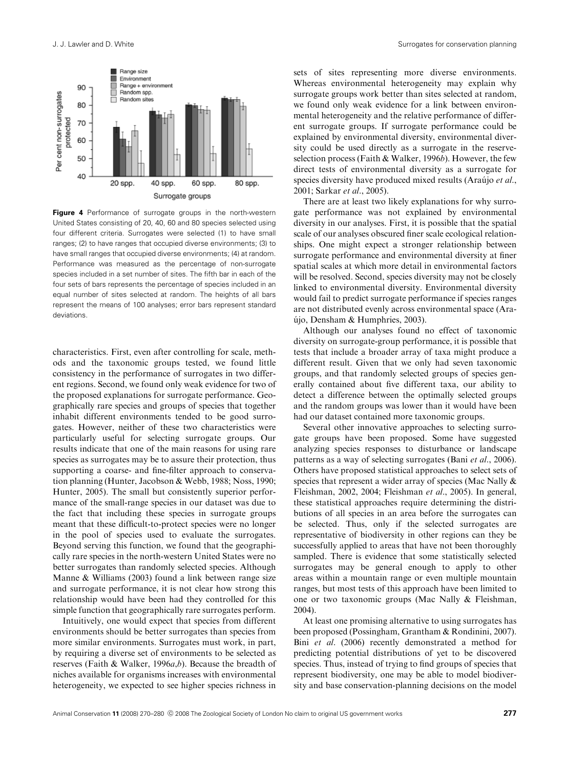**Figure 4** Performance of surrogate groups in the north-western United States consisting of 20, 40, 60 and 80 species selected using four different criteria. Surrogates were selected (1) to have small ranges; (2) to have ranges that occupied diverse environments; (3) to have small ranges that occupied diverse environments; (4) at random. Performance was measured as the percentage of non-surrogate species included in a set number of sites. The fifth bar in each of the four sets of bars represents the percentage of species included in an equal number of sites selected at random. The heights of all bars represent the means of 100 analyses; error bars represent standard deviations.

characteristics. First, even after controlling for scale, methods and the taxonomic groups tested, we found little consistency in the performance of surrogates in two different regions. Second, we found only weak evidence for two of the proposed explanations for surrogate performance. Geographically rare species and groups of species that together inhabit different environments tended to be good surrogates. However, neither of these two characteristics were particularly useful for selecting surrogate groups. Our results indicate that one of the main reasons for using rare species as surrogates may be to assure their protection, thus supporting a coarse- and fine-filter approach to conservation planning (Hunter, Jacobson & Webb, 1988; Noss, 1990; Hunter, 2005). The small but consistently superior performance of the small-range species in our dataset was due to the fact that including these species in surrogate groups meant that these difficult-to-protect species were no longer in the pool of species used to evaluate the surrogates. Beyond serving this function, we found that the geographically rare species in the north-western United States were no better surrogates than randomly selected species. Although Manne & Williams (2003) found a link between range size and surrogate performance, it is not clear how strong this relationship would have been had they controlled for this simple function that geographically rare surrogates perform.

Intuitively, one would expect that species from different environments should be better surrogates than species from more similar environments. Surrogates must work, in part, by requiring a diverse set of environments to be selected as reserves (Faith & Walker, 1996*a*,*b*). Because the breadth of niches available for organisms increases with environmental heterogeneity, we expected to see higher species richness in sets of sites representing more diverse environments. Whereas environmental heterogeneity may explain why surrogate groups work better than sites selected at random, we found only weak evidence for a link between environmental heterogeneity and the relative performance of different surrogate groups. If surrogate performance could be explained by environmental diversity, environmental diversity could be used directly as a surrogate in the reserve-selection process (Faith & Walker, 1996*b*). However, the few direct tests of environmental diversity as a surrogate for species diversity have produced mixed results (Araújo *et al*., 2001; Sarkar *et al*., 2005).

There are at least two likely explanations for why surrogate performance was not explained by environmental diversity in our analyses. First, it is possible that the spatial scale of our analyses obscured finer scale ecological relationships. One might expect a stronger relationship between surrogate performance and environmental diversity at finer spatial scales at which more detail in environmental factors will be resolved. Second, species diversity may not be closely linked to environmental diversity. Environmental diversity would fail to predict surrogate performance if species ranges are not distributed evenly across environmental space (Araújo, Densham & Humphries, 2003).

Although our analyses found no effect of taxonomic diversity on surrogate-group performance, it is possible that tests that include a broader array of taxa might produce a different result. Given that we only had seven taxonomic groups, and that randomly selected groups of species generally contained about five different taxa, our ability to detect a difference between the optimally selected groups and the random groups was lower than it would have been had our dataset contained more taxonomic groups.

Several other innovative approaches to selecting surrogate groups have been proposed. Some have suggested analyzing species responses to disturbance or landscape patterns as a way of selecting surrogates (Bani *et al*., 2006). Others have proposed statistical approaches to select sets of species that represent a wider array of species (Mac Nally & Fleishman, 2002, 2004; Fleishman *et al*., 2005). In general, these statistical approaches require determining the distributions of all species in an area before the surrogates can be selected. Thus, only if the selected surrogates are representative of biodiversity in other regions can they be successfully applied to areas that have not been thoroughly sampled. There is evidence that some statistically selected surrogates may be general enough to apply to other areas within a mountain range or even multiple mountain ranges, but most tests of this approach have been limited to one or two taxonomic groups (Mac Nally & Fleishman, 2004).

At least one promising alternative to using surrogates has been proposed (Possingham, Grantham & Rondinini, 2007). Bini *et al*. (2006) recently demonstrated a method for predicting potential distributions of yet to be discovered species. Thus, instead of trying to find groups of species that represent biodiversity, one may be able to model biodiversity and base conservation-planning decisions on the model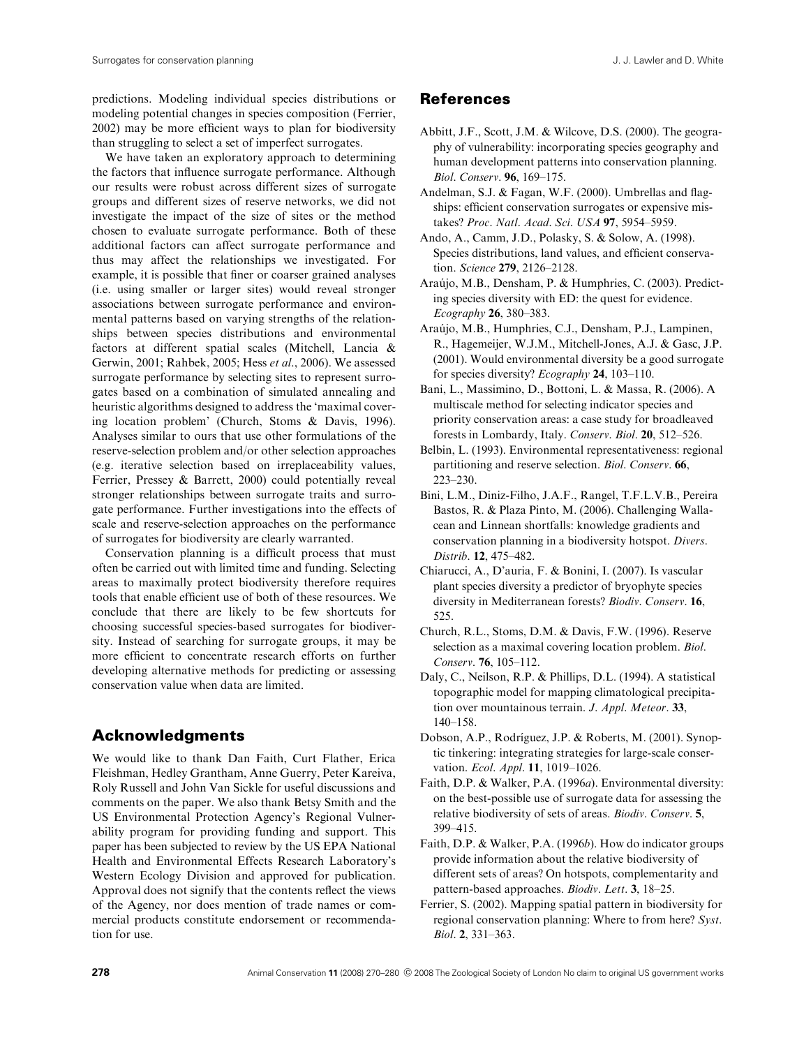predictions. Modeling individual species distributions or modeling potential changes in species composition (Ferrier, 2002) may be more efficient ways to plan for biodiversity than struggling to select a set of imperfect surrogates.

We have taken an exploratory approach to determining the factors that influence surrogate performance. Although our results were robust across different sizes of surrogate groups and different sizes of reserve networks, we did not investigate the impact of the size of sites or the method chosen to evaluate surrogate performance. Both of these additional factors can affect surrogate performance and thus may affect the relationships we investigated. For example, it is possible that finer or coarser grained analyses (i.e. using smaller or larger sites) would reveal stronger associations between surrogate performance and environmental patterns based on varying strengths of the relationships between species distributions and environmental factors at different spatial scales (Mitchell, Lancia & Gerwin, 2001; Rahbek, 2005; Hess *et al*., 2006). We assessed surrogate performance by selecting sites to represent surrogates based on a combination of simulated annealing and heuristic algorithms designed to address the 'maximal covering location problem' (Church, Stoms & Davis, 1996). Analyses similar to ours that use other formulations of the reserve-selection problem and/or other selection approaches (e.g. iterative selection based on irreplaceability values, Ferrier, Pressey & Barrett, 2000) could potentially reveal stronger relationships between surrogate traits and surrogate performance. Further investigations into the effects of scale and reserve-selection approaches on the performance of surrogates for biodiversity are clearly warranted.

Conservation planning is a difficult process that must often be carried out with limited time and funding. Selecting areas to maximally protect biodiversity therefore requires tools that enable efficient use of both of these resources. We conclude that there are likely to be few shortcuts for choosing successful species-based surrogates for biodiversity. Instead of searching for surrogate groups, it may be more efficient to concentrate research efforts on further developing alternative methods for predicting or assessing conservation value when data are limited.

## Acknowledgments

We would like to thank Dan Faith, Curt Flather, Erica Fleishman, Hedley Grantham, Anne Guerry, Peter Kareiva, Roly Russell and John Van Sickle for useful discussions and comments on the paper. We also thank Betsy Smith and the US Environmental Protection Agency's Regional Vulnerability program for providing funding and support. This paper has been subjected to review by the US EPA National Health and Environmental Effects Research Laboratory's Western Ecology Division and approved for publication. Approval does not signify that the contents reflect the views of the Agency, nor does mention of trade names or commercial products constitute endorsement or recommendation for use.

## References

Abbitt, J.F., Scott, J.M. & Wilcove, D.S. (2000). The geography of vulnerability: incorporating species geography and human development patterns into conservation planning. *Biol. Conserv.* **96**, 169–175.

Andelman, S.J. & Fagan, W.F. (2000). Umbrellas and flagships: efficient conservation surrogates or expensive mistakes? *Proc. Natl. Acad. Sci. USA* **97**, 5954–5959.

Ando, A., Camm, J.D., Polasky, S. & Solow, A. (1998). Species distributions, land values, and efficient conservation. *Science* **279**, 2126–2128.

Araújo, M.B., Densham, P. & Humphries, C. (2003). Predicting species diversity with ED: the quest for evidence. *Ecography* **26**, 380–383.

Araújo, M.B., Humphries, C.J., Densham, P.J., Lampinen, R., Hagemeijer, W.J.M., Mitchell-Jones, A.J. & Gasc, J.P. (2001). Would environmental diversity be a good surrogate for species diversity? *Ecography* **24**, 103–110.

Bani, L., Massimino, D., Bottoni, L. & Massa, R. (2006). A multiscale method for selecting indicator species and priority conservation areas: a case study for broadleaved forests in Lombardy, Italy. *Conserv. Biol.* **20**, 512–526.

Belbin, L. (1993). Environmental representativeness: regional partitioning and reserve selection. *Biol. Conserv.* **66**, 223–230.

Bini, L.M., Diniz-Filho, J.A.F., Rangel, T.F.L.V.B., Pereira Bastos, R. & Plaza Pinto, M. (2006). Challenging Wallacean and Linnean shortfalls: knowledge gradients and conservation planning in a biodiversity hotspot. *Divers. Distrib.* **12**, 475–482.

Chiarucci, A., D'auria, F. & Bonini, I. (2007). Is vascular plant species diversity a predictor of bryophyte species diversity in Mediterranean forests? *Biodiv. Conserv.* **16**, 525.

Church, R.L., Stoms, D.M. & Davis, F.W. (1996). Reserve selection as a maximal covering location problem. *Biol. Conserv.* **76**, 105–112.

Daly, C., Neilson, R.P. & Phillips, D.L. (1994). A statistical topographic model for mapping climatological precipitation over mountainous terrain. *J. Appl. Meteor.* **33**, 140–158.

Dobson, A.P., Rodríguez, J.P. & Roberts, M. (2001). Synoptic tinkering: integrating strategies for large-scale conservation. *Ecol. Appl.* **11**, 1019–1026.

Faith, D.P. & Walker, P.A. (1996*a*). Environmental diversity: on the best-possible use of surrogate data for assessing the relative biodiversity of sets of areas. *Biodiv. Conserv.* **5**, 399–415.

Faith, D.P. & Walker, P.A. (1996*b*). How do indicator groups provide information about the relative biodiversity of different sets of areas? On hotspots, complementarity and pattern-based approaches. *Biodiv. Lett.* **3**, 18–25.

Ferrier, S. (2002). Mapping spatial pattern in biodiversity for regional conservation planning: Where to from here? *Syst. Biol.* **2**, 331–363.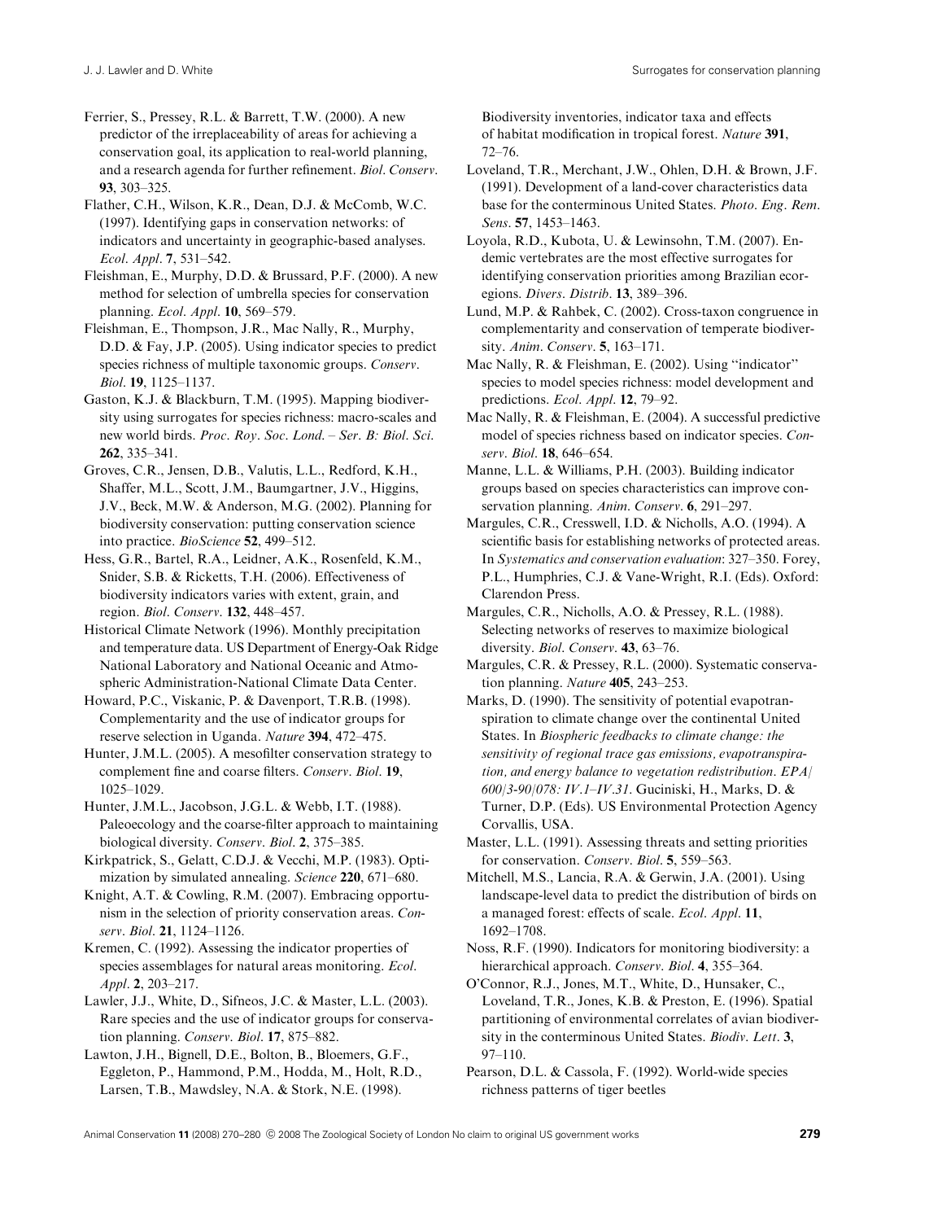Ferrier, S., Pressey, R.L. & Barrett, T.W. (2000). A new predictor of the irreplaceability of areas for achieving a conservation goal, its application to real-world planning, and a research agenda for further refinement. *Biol. Conserv.* **93**, 303–325.

Flather, C.H., Wilson, K.R., Dean, D.J. & McComb, W.C. (1997). Identifying gaps in conservation networks: of indicators and uncertainty in geographic-based analyses. *Ecol. Appl.* **7**, 531–542.

Fleishman, E., Murphy, D.D. & Brussard, P.F. (2000). A new method for selection of umbrella species for conservation planning. *Ecol. Appl.* **10**, 569–579.

Fleishman, E., Thompson, J.R., Mac Nally, R., Murphy, D.D. & Fay, J.P. (2005). Using indicator species to predict species richness of multiple taxonomic groups. *Conserv. Biol.* **19**, 1125–1137.

Gaston, K.J. & Blackburn, T.M. (1995). Mapping biodiversity using surrogates for species richness: macro-scales and new world birds. *Proc. Roy. Soc. Lond. – Ser. B: Biol. Sci.* **262**, 335–341.

Groves, C.R., Jensen, D.B., Valutis, L.L., Redford, K.H., Shaffer, M.L., Scott, J.M., Baumgartner, J.V., Higgins, J.V., Beck, M.W. & Anderson, M.G. (2002). Planning for biodiversity conservation: putting conservation science into practice. *BioScience* **52**, 499–512.

Hess, G.R., Bartel, R.A., Leidner, A.K., Rosenfeld, K.M., Snider, S.B. & Ricketts, T.H. (2006). Effectiveness of biodiversity indicators varies with extent, grain, and region. *Biol. Conserv.* **132**, 448–457.

Historical Climate Network (1996). Monthly precipitation and temperature data. US Department of Energy-Oak Ridge National Laboratory and National Oceanic and Atmospheric Administration-National Climate Data Center.

Howard, P.C., Viskanic, P. & Davenport, T.R.B. (1998). Complementarity and the use of indicator groups for reserve selection in Uganda. *Nature* **394**, 472–475.

Hunter, J.M.L. (2005). A mesofilter conservation strategy to complement fine and coarse filters. *Conserv. Biol.* **19**, 1025–1029.

Hunter, J.M.L., Jacobson, J.G.L. & Webb, I.T. (1988). Paleoecology and the coarse-filter approach to maintaining biological diversity. *Conserv. Biol.* **2**, 375–385.

Kirkpatrick, S., Gelatt, C.D.J. & Vecchi, M.P. (1983). Optimization by simulated annealing. *Science* **220**, 671–680.

Knight, A.T. & Cowling, R.M. (2007). Embracing opportunism in the selection of priority conservation areas. *Conserv. Biol.* **21**, 1124–1126.

Kremen, C. (1992). Assessing the indicator properties of species assemblages for natural areas monitoring. *Ecol. Appl.* **2**, 203–217.

Lawler, J.J., White, D., Sifneos, J.C. & Master, L.L. (2003). Rare species and the use of indicator groups for conservation planning. *Conserv. Biol.* **17**, 875–882.

Lawton, J.H., Bignell, D.E., Bolton, B., Bloemers, G.F., Eggleton, P., Hammond, P.M., Hodda, M., Holt, R.D., Larsen, T.B., Mawdsley, N.A. & Stork, N.E. (1998). Biodiversity inventories, indicator taxa and effects of habitat modification in tropical forest. *Nature* **391**, 72–76.

Loveland, T.R., Merchant, J.W., Ohlen, D.H. & Brown, J.F. (1991). Development of a land-cover characteristics data base for the conterminous United States. *Photo. Eng. Rem. Sens.* **57**, 1453–1463.

Loyola, R.D., Kubota, U. & Lewinsohn, T.M. (2007). Endemic vertebrates are the most effective surrogates for identifying conservation priorities among Brazilian ecoregions. *Divers. Distrib.* **13**, 389–396.

Lund, M.P. & Rahbek, C. (2002). Cross-taxon congruence in complementarity and conservation of temperate biodiversity. *Anim. Conserv.* **5**, 163–171.

Mac Nally, R. & Fleishman, E. (2002). Using "indicator" species to model species richness: model development and predictions. *Ecol. Appl.* **12**, 79–92.

Mac Nally, R. & Fleishman, E. (2004). A successful predictive model of species richness based on indicator species. *Conserv. Biol.* **18**, 646–654.

Manne, L.L. & Williams, P.H. (2003). Building indicator groups based on species characteristics can improve conservation planning. *Anim. Conserv.* **6**, 291–297.

Margules, C.R., Cresswell, I.D. & Nicholls, A.O. (1994). A scientific basis for establishing networks of protected areas. In *Systematics and conservation evaluation*: 327–350. Forey, P.L., Humphries, C.J. & Vane-Wright, R.I. (Eds). Oxford: Clarendon Press.

Margules, C.R., Nicholls, A.O. & Pressey, R.L. (1988). Selecting networks of reserves to maximize biological diversity. *Biol. Conserv.* **43**, 63–76.

Margules, C.R. & Pressey, R.L. (2000). Systematic conservation planning. *Nature* **405**, 243–253.

Marks, D. (1990). The sensitivity of potential evapotranspiration to climate change over the continental United States. In *Biospheric feedbacks to climate change: the sensitivity of regional trace gas emissions, evapotranspiration, and energy balance to vegetation redistribution. EPA/600/3-90/078: IV.1–IV.31*. Guciniski, H., Marks, D. & Turner, D.P. (Eds). US Environmental Protection Agency Corvallis, USA.

Master, L.L. (1991). Assessing threats and setting priorities for conservation. *Conserv. Biol.* **5**, 559–563.

Mitchell, M.S., Lancia, R.A. & Gerwin, J.A. (2001). Using landscape-level data to predict the distribution of birds on a managed forest: effects of scale. *Ecol. Appl.* **11**, 1692–1708.

Noss, R.F. (1990). Indicators for monitoring biodiversity: a hierarchical approach. *Conserv. Biol.* **4**, 355–364.

O'Connor, R.J., Jones, M.T., White, D., Hunsaker, C., Loveland, T.R., Jones, K.B. & Preston, E. (1996). Spatial partitioning of environmental correlates of avian biodiversity in the conterminous United States. *Biodiv. Lett.* **3**, 97–110.

Pearson, D.L. & Cassola, F. (1992). World-wide species richness patterns of tiger beetles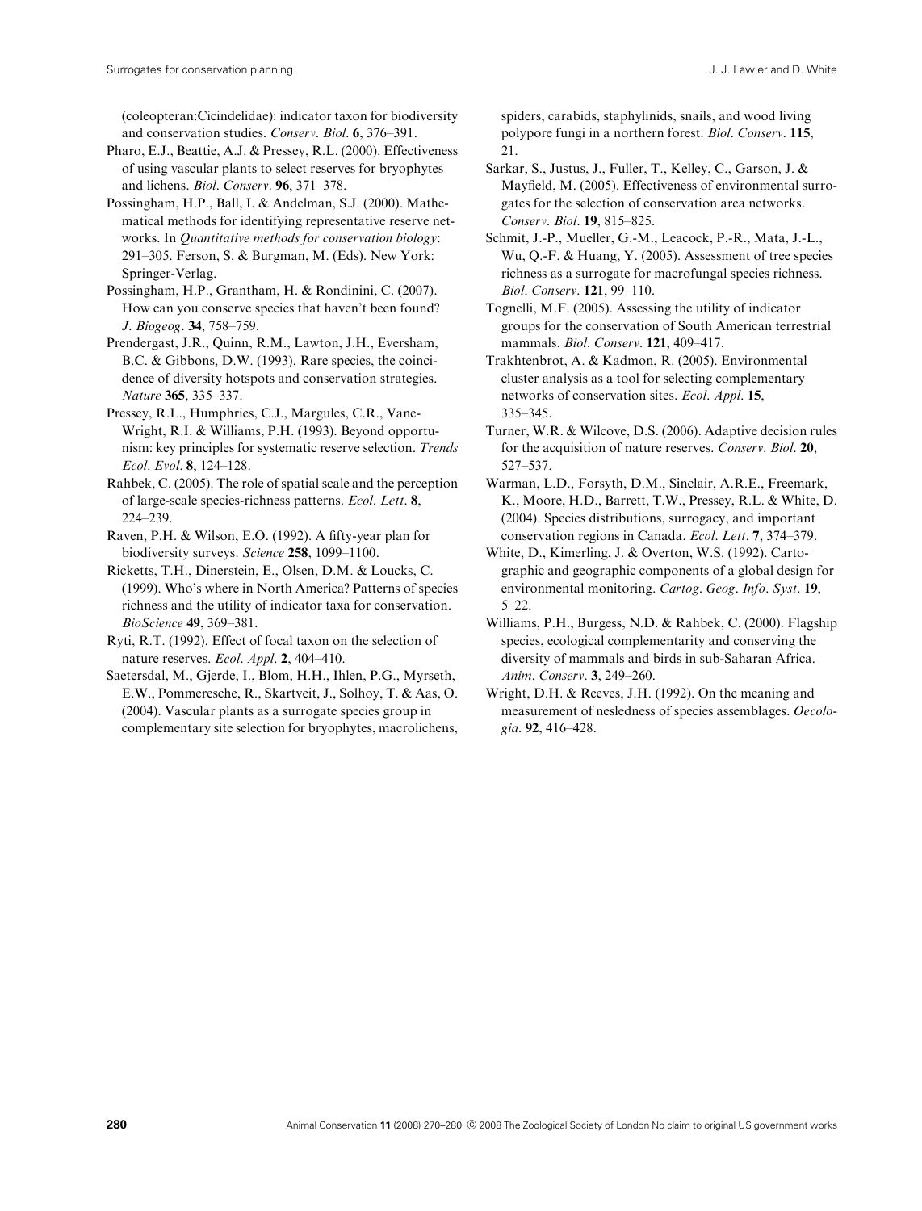(coleopteran:Cicindelidae): indicator taxon for biodiversity and conservation studies. *Conserv. Biol.* **6**, 376–391.

Pharo, E.J., Beattie, A.J. & Pressey, R.L. (2000). Effectiveness of using vascular plants to select reserves for bryophytes and lichens. *Biol. Conserv.* **96**, 371–378.

Possingham, H.P., Ball, I. & Andelman, S.J. (2000). Mathematical methods for identifying representative reserve networks. In *Quantitative methods for conservation biology*: 291–305. Ferson, S. & Burgman, M. (Eds). New York: Springer-Verlag.

Possingham, H.P., Grantham, H. & Rondinini, C. (2007). How can you conserve species that haven't been found? *J. Biogeog.* **34**, 758–759.

Prendergast, J.R., Quinn, R.M., Lawton, J.H., Eversham, B.C. & Gibbons, D.W. (1993). Rare species, the coincidence of diversity hotspots and conservation strategies. *Nature* **365**, 335–337.

Pressey, R.L., Humphries, C.J., Margules, C.R., Vane-Wright, R.I. & Williams, P.H. (1993). Beyond opportunism: key principles for systematic reserve selection. *Trends Ecol. Evol.* **8**, 124–128.

Rahbek, C. (2005). The role of spatial scale and the perception of large-scale species-richness patterns. *Ecol. Lett.* **8**, 224–239.

Raven, P.H. & Wilson, E.O. (1992). A fifty-year plan for biodiversity surveys. *Science* **258**, 1099–1100.

Ricketts, T.H., Dinerstein, E., Olsen, D.M. & Loucks, C. (1999). Who's where in North America? Patterns of species richness and the utility of indicator taxa for conservation. *BioScience* **49**, 369–381.

Ryti, R.T. (1992). Effect of focal taxon on the selection of nature reserves. *Ecol. Appl.* **2**, 404–410.

Saetersdal, M., Gjerde, I., Blom, H.H., Ihlen, P.G., Myrseth, E.W., Pommeresche, R., Skartveit, J., Solhoy, T. & Aas, O. (2004). Vascular plants as a surrogate species group in complementary site selection for bryophytes, macrolichens, spiders, carabids, staphylinids, snails, and wood living polypore fungi in a northern forest. *Biol. Conserv.* **115**, 21.

Sarkar, S., Justus, J., Fuller, T., Kelley, C., Garson, J. & Mayfield, M. (2005). Effectiveness of environmental surrogates for the selection of conservation area networks. *Conserv. Biol.* **19**, 815–825.

Schmit, J.-P., Mueller, G.-M., Leacock, P.-R., Mata, J.-L., Wu, Q.-F. & Huang, Y. (2005). Assessment of tree species richness as a surrogate for macrofungal species richness. *Biol. Conserv.* **121**, 99–110.

Tognelli, M.F. (2005). Assessing the utility of indicator groups for the conservation of South American terrestrial mammals. *Biol. Conserv.* **121**, 409–417.

Trakhtenbrot, A. & Kadmon, R. (2005). Environmental cluster analysis as a tool for selecting complementary networks of conservation sites. *Ecol. Appl.* **15**, 335–345.

Turner, W.R. & Wilcove, D.S. (2006). Adaptive decision rules for the acquisition of nature reserves. *Conserv. Biol.* **20**, 527–537.

Warman, L.D., Forsyth, D.M., Sinclair, A.R.E., Freemark, K., Moore, H.D., Barrett, T.W., Pressey, R.L. & White, D. (2004). Species distributions, surrogacy, and important conservation regions in Canada. *Ecol. Lett.* **7**, 374–379.

White, D., Kimerling, J. & Overton, W.S. (1992). Cartographic and geographic components of a global design for environmental monitoring. *Cartog. Geog. Info. Syst.* **19**, 5–22.

Williams, P.H., Burgess, N.D. & Rahbek, C. (2000). Flagship species, ecological complementarity and conserving the diversity of mammals and birds in sub-Saharan Africa. *Anim. Conserv.* **3**, 249–260.

Wright, D.H. & Reeves, J.H. (1992). On the meaning and measurement of nesledness of species assemblages. *Oecologia.* **92**, 416–428.